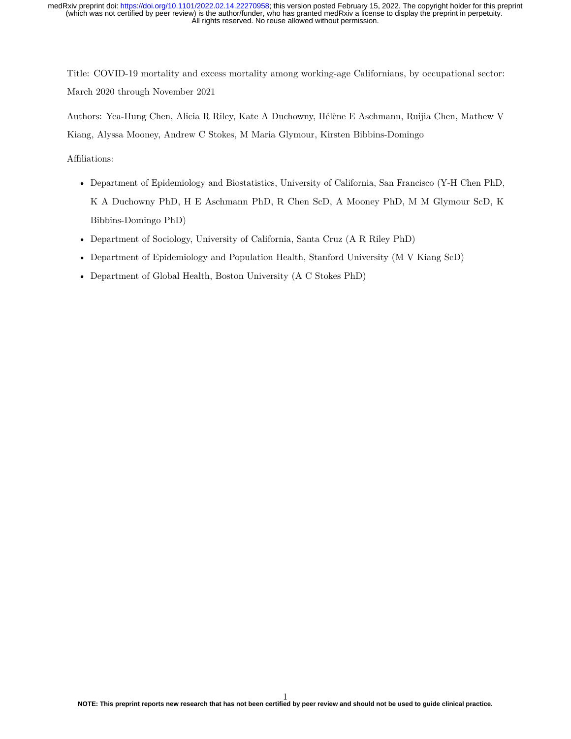Title: COVID-19 mortality and excess mortality among working-age Californians, by occupational sector: March 2020 through November 2021

Authors: Yea-Hung Chen, Alicia R Riley, Kate A Duchowny, Hélène E Aschmann, Ruijia Chen, Mathew V Kiang, Alyssa Mooney, Andrew C Stokes, M Maria Glymour, Kirsten Bibbins-Domingo

Affiliations:

- Department of Epidemiology and Biostatistics, University of California, San Francisco (Y-H Chen PhD, K A Duchowny PhD, H E Aschmann PhD, R Chen ScD, A Mooney PhD, M M Glymour ScD, K Bibbins-Domingo PhD)
- Department of Sociology, University of California, Santa Cruz (A R Riley PhD)
- Department of Epidemiology and Population Health, Stanford University (M V Kiang ScD)
- Department of Global Health, Boston University (A C Stokes PhD)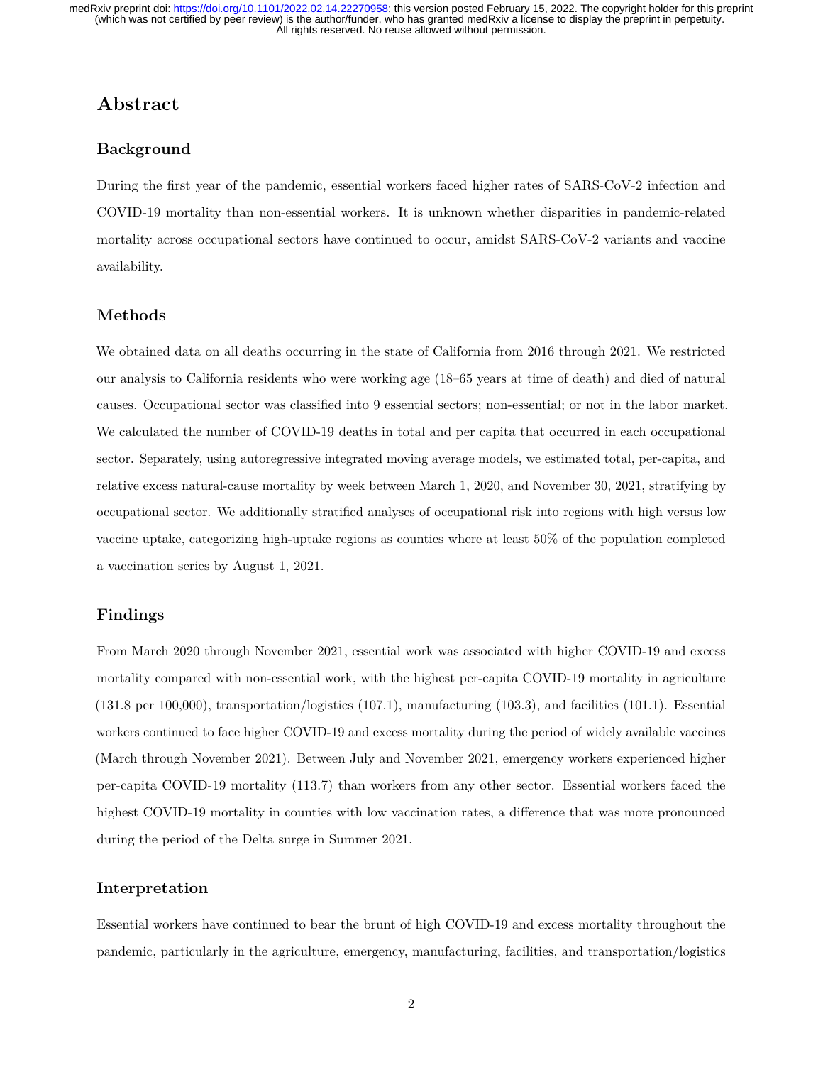# Abstract

## Background

During the first year of the pandemic, essential workers faced higher rates of SARS-CoV-2 infection and COVID-19 mortality than non-essential workers. It is unknown whether disparities in pandemic-related mortality across occupational sectors have continued to occur, amidst SARS-CoV-2 variants and vaccine availability.

## Methods

We obtained data on all deaths occurring in the state of California from 2016 through 2021. We restricted our analysis to California residents who were working age (18–65 years at time of death) and died of natural causes. Occupational sector was classified into 9 essential sectors; non-essential; or not in the labor market. We calculated the number of COVID-19 deaths in total and per capita that occurred in each occupational sector. Separately, using autoregressive integrated moving average models, we estimated total, per-capita, and relative excess natural-cause mortality by week between March 1, 2020, and November 30, 2021, stratifying by occupational sector. We additionally stratified analyses of occupational risk into regions with high versus low vaccine uptake, categorizing high-uptake regions as counties where at least 50% of the population completed a vaccination series by August 1, 2021.

## Findings

From March 2020 through November 2021, essential work was associated with higher COVID-19 and excess mortality compared with non-essential work, with the highest per-capita COVID-19 mortality in agriculture (131.8 per 100,000), transportation/logistics (107.1), manufacturing (103.3), and facilities (101.1). Essential workers continued to face higher COVID-19 and excess mortality during the period of widely available vaccines (March through November 2021). Between July and November 2021, emergency workers experienced higher per-capita COVID-19 mortality (113.7) than workers from any other sector. Essential workers faced the highest COVID-19 mortality in counties with low vaccination rates, a difference that was more pronounced during the period of the Delta surge in Summer 2021.

## Interpretation

Essential workers have continued to bear the brunt of high COVID-19 and excess mortality throughout the pandemic, particularly in the agriculture, emergency, manufacturing, facilities, and transportation/logistics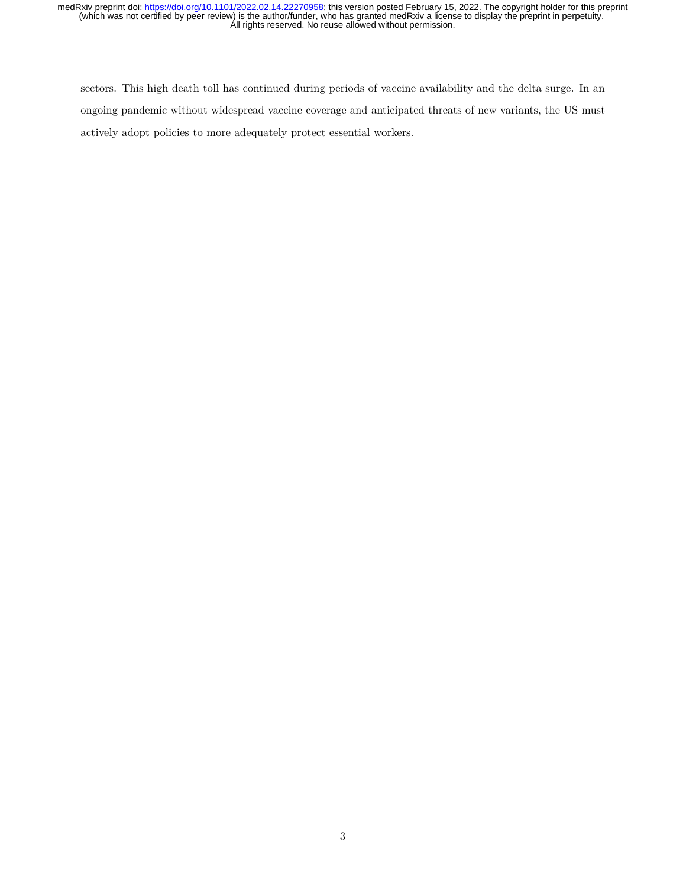sectors. This high death toll has continued during periods of vaccine availability and the delta surge. In an ongoing pandemic without widespread vaccine coverage and anticipated threats of new variants, the US must actively adopt policies to more adequately protect essential workers.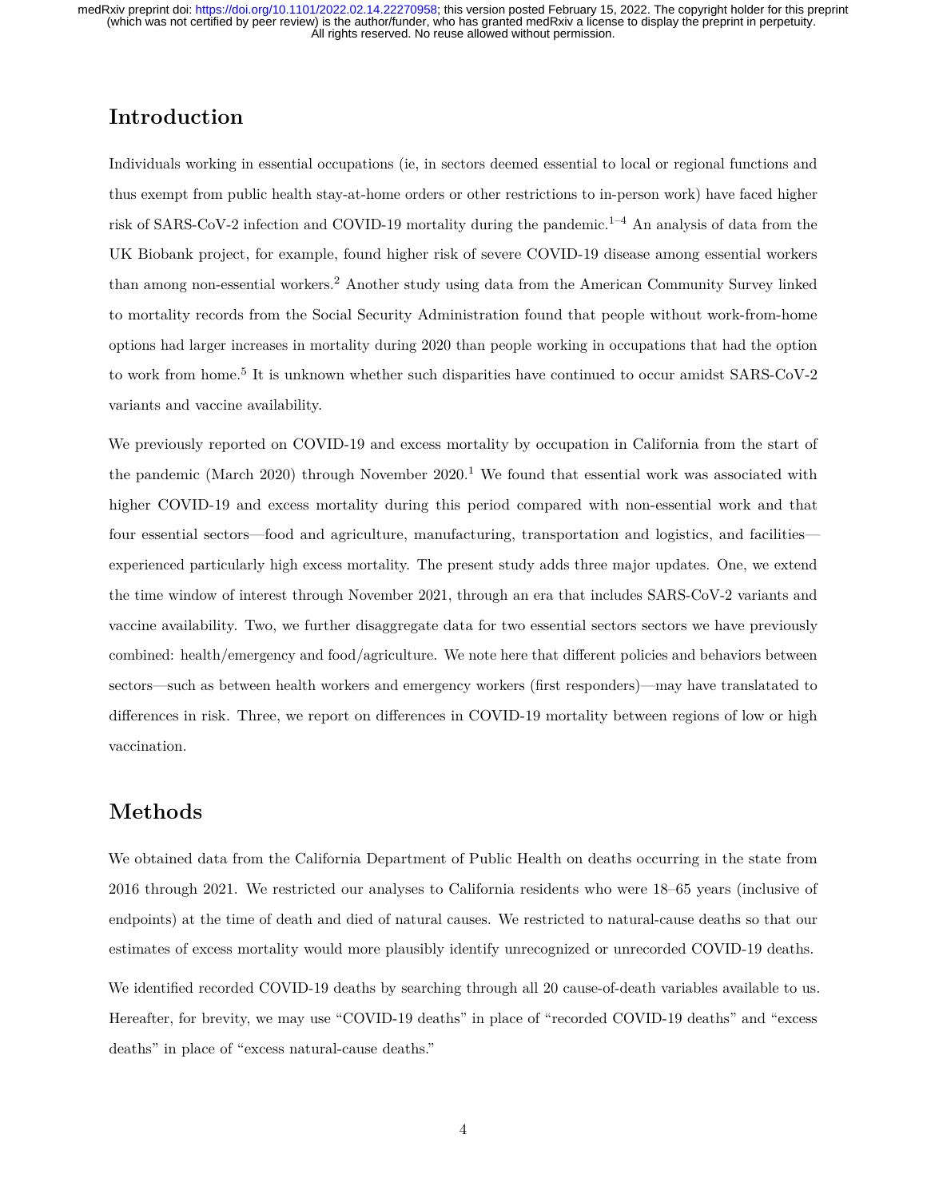## Introduction

Individuals working in essential occupations (ie, in sectors deemed essential to local or regional functions and thus exempt from public health stay-at-home orders or other restrictions to in-person work) have faced higher risk of SARS-CoV-2 infection and COVID-19 mortality during the pandemic.[1–4] An analysis of data from the UK Biobank project, for example, found higher risk of severe COVID-19 disease among essential workers than among non-essential workers.[2] Another study using data from the American Community Survey linked to mortality records from the Social Security Administration found that people without work-from-home options had larger increases in mortality during 2020 than people working in occupations that had the option to work from home.[5] It is unknown whether such disparities have continued to occur amidst SARS-CoV-2 variants and vaccine availability.

We previously reported on COVID-19 and excess mortality by occupation in California from the start of the pandemic (March 2020) through November 2020.[1] We found that essential work was associated with higher COVID-19 and excess mortality during this period compared with non-essential work and that four essential sectors—food and agriculture, manufacturing, transportation and logistics, and facilities—experienced particularly high excess mortality. The present study adds three major updates. One, we extend the time window of interest through November 2021, through an era that includes SARS-CoV-2 variants and vaccine availability. Two, we further disaggregate data for two essential sectors sectors we have previously combined: health/emergency and food/agriculture. We note here that different policies and behaviors between sectors—such as between health workers and emergency workers (first responders)—may have translatated to differences in risk. Three, we report on differences in COVID-19 mortality between regions of low or high vaccination.

## Methods

We obtained data from the California Department of Public Health on deaths occurring in the state from 2016 through 2021. We restricted our analyses to California residents who were 18–65 years (inclusive of endpoints) at the time of death and died of natural causes. We restricted to natural-cause deaths so that our estimates of excess mortality would more plausibly identify unrecognized or unrecorded COVID-19 deaths.

We identified recorded COVID-19 deaths by searching through all 20 cause-of-death variables available to us. Hereafter, for brevity, we may use "COVID-19 deaths" in place of "recorded COVID-19 deaths" and "excess deaths" in place of "excess natural-cause deaths."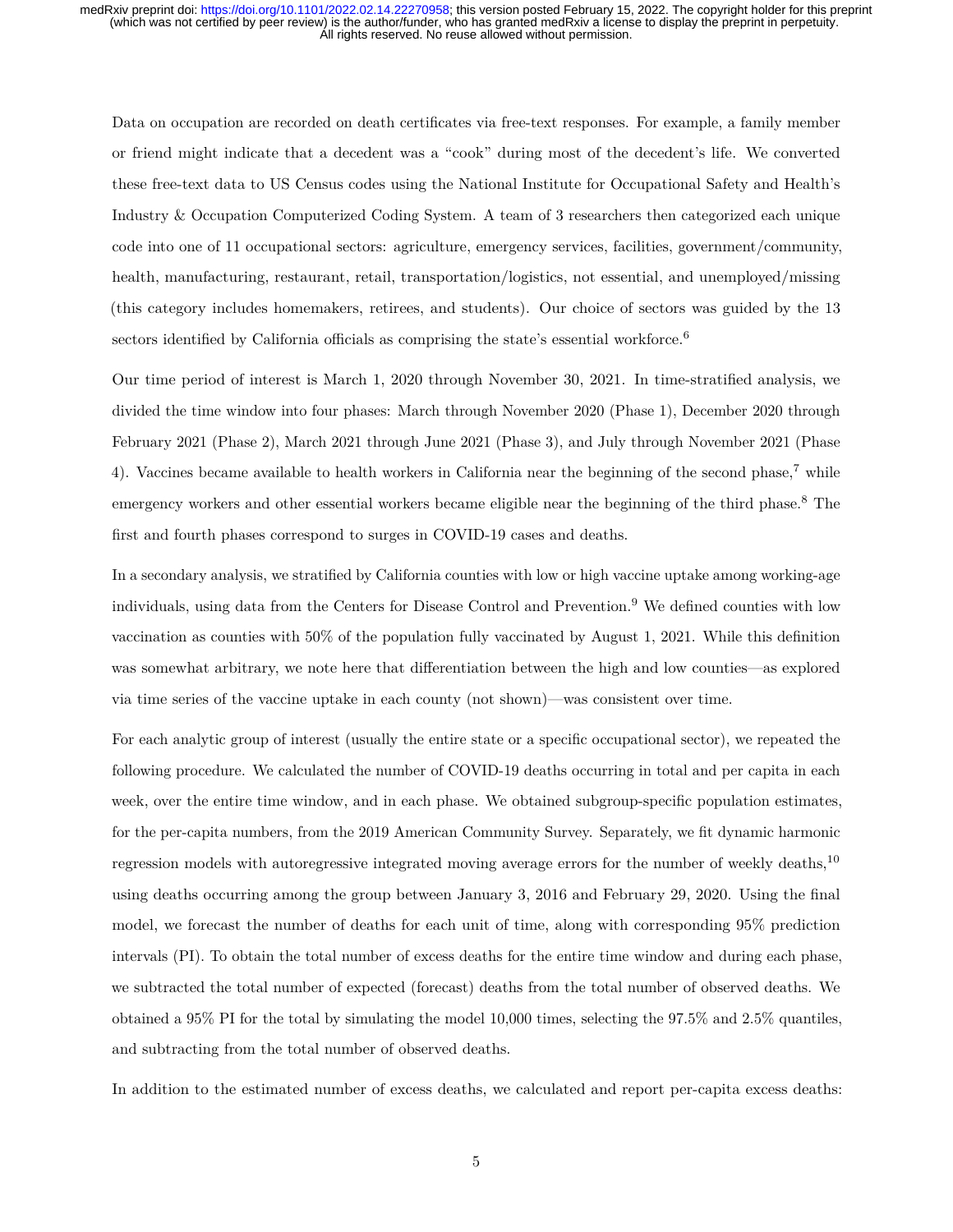Data on occupation are recorded on death certificates via free-text responses. For example, a family member or friend might indicate that a decedent was a "cook" during most of the decedent's life. We converted these free-text data to US Census codes using the National Institute for Occupational Safety and Health's Industry & Occupation Computerized Coding System. A team of 3 researchers then categorized each unique code into one of 11 occupational sectors: agriculture, emergency services, facilities, government/community, health, manufacturing, restaurant, retail, transportation/logistics, not essential, and unemployed/missing (this category includes homemakers, retirees, and students). Our choice of sectors was guided by the 13 sectors identified by California officials as comprising the state's essential workforce.[6]

Our time period of interest is March 1, 2020 through November 30, 2021. In time-stratified analysis, we divided the time window into four phases: March through November 2020 (Phase 1), December 2020 through February 2021 (Phase 2), March 2021 through June 2021 (Phase 3), and July through November 2021 (Phase 4). Vaccines became available to health workers in California near the beginning of the second phase,[7] while emergency workers and other essential workers became eligible near the beginning of the third phase.[8] The first and fourth phases correspond to surges in COVID-19 cases and deaths.

In a secondary analysis, we stratified by California counties with low or high vaccine uptake among working-age individuals, using data from the Centers for Disease Control and Prevention.[9] We defined counties with low vaccination as counties with 50% of the population fully vaccinated by August 1, 2021. While this definition was somewhat arbitrary, we note here that differentiation between the high and low counties—as explored via time series of the vaccine uptake in each county (not shown)—was consistent over time.

For each analytic group of interest (usually the entire state or a specific occupational sector), we repeated the following procedure. We calculated the number of COVID-19 deaths occurring in total and per capita in each week, over the entire time window, and in each phase. We obtained subgroup-specific population estimates, for the per-capita numbers, from the 2019 American Community Survey. Separately, we fit dynamic harmonic regression models with autoregressive integrated moving average errors for the number of weekly deaths,[10] using deaths occurring among the group between January 3, 2016 and February 29, 2020. Using the final model, we forecast the number of deaths for each unit of time, along with corresponding 95% prediction intervals (PI). To obtain the total number of excess deaths for the entire time window and during each phase, we subtracted the total number of expected (forecast) deaths from the total number of observed deaths. We obtained a 95% PI for the total by simulating the model 10,000 times, selecting the 97.5% and 2.5% quantiles, and subtracting from the total number of observed deaths.

In addition to the estimated number of excess deaths, we calculated and report per-capita excess deaths: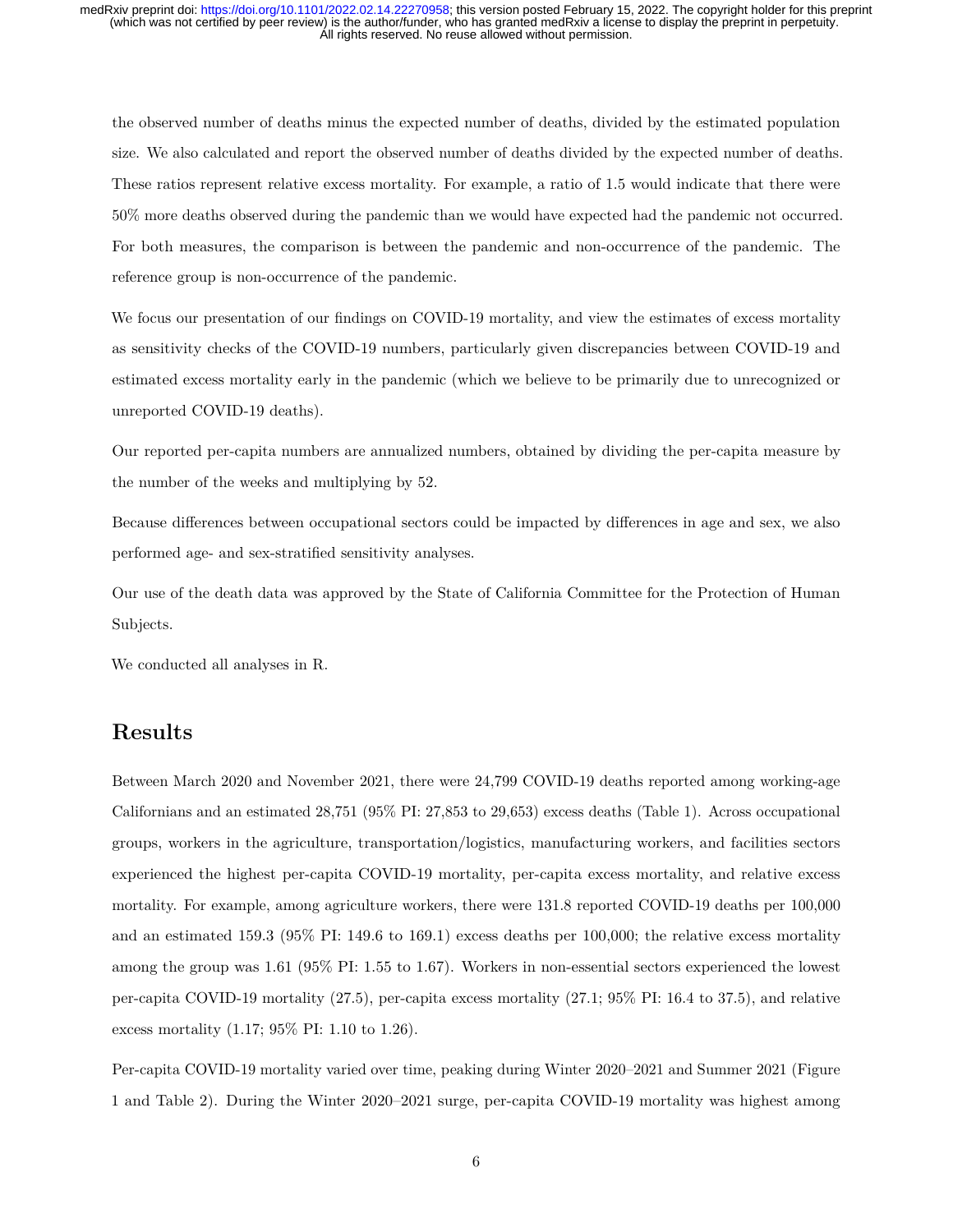the observed number of deaths minus the expected number of deaths, divided by the estimated population size. We also calculated and report the observed number of deaths divided by the expected number of deaths. These ratios represent relative excess mortality. For example, a ratio of 1.5 would indicate that there were 50% more deaths observed during the pandemic than we would have expected had the pandemic not occurred. For both measures, the comparison is between the pandemic and non-occurrence of the pandemic. The reference group is non-occurrence of the pandemic.

We focus our presentation of our findings on COVID-19 mortality, and view the estimates of excess mortality as sensitivity checks of the COVID-19 numbers, particularly given discrepancies between COVID-19 and estimated excess mortality early in the pandemic (which we believe to be primarily due to unrecognized or unreported COVID-19 deaths).

Our reported per-capita numbers are annualized numbers, obtained by dividing the per-capita measure by the number of the weeks and multiplying by 52.

Because differences between occupational sectors could be impacted by differences in age and sex, we also performed age- and sex-stratified sensitivity analyses.

Our use of the death data was approved by the State of California Committee for the Protection of Human Subjects.

We conducted all analyses in R.

## Results

Between March 2020 and November 2021, there were 24,799 COVID-19 deaths reported among working-age Californians and an estimated 28,751 (95% PI: 27,853 to 29,653) excess deaths (Table 1). Across occupational groups, workers in the agriculture, transportation/logistics, manufacturing workers, and facilities sectors experienced the highest per-capita COVID-19 mortality, per-capita excess mortality, and relative excess mortality. For example, among agriculture workers, there were 131.8 reported COVID-19 deaths per 100,000 and an estimated 159.3 (95% PI: 149.6 to 169.1) excess deaths per 100,000; the relative excess mortality among the group was 1.61 (95% PI: 1.55 to 1.67). Workers in non-essential sectors experienced the lowest per-capita COVID-19 mortality (27.5), per-capita excess mortality (27.1; 95% PI: 16.4 to 37.5), and relative excess mortality (1.17; 95% PI: 1.10 to 1.26).

Per-capita COVID-19 mortality varied over time, peaking during Winter 2020–2021 and Summer 2021 (Figure 1 and Table 2). During the Winter 2020–2021 surge, per-capita COVID-19 mortality was highest among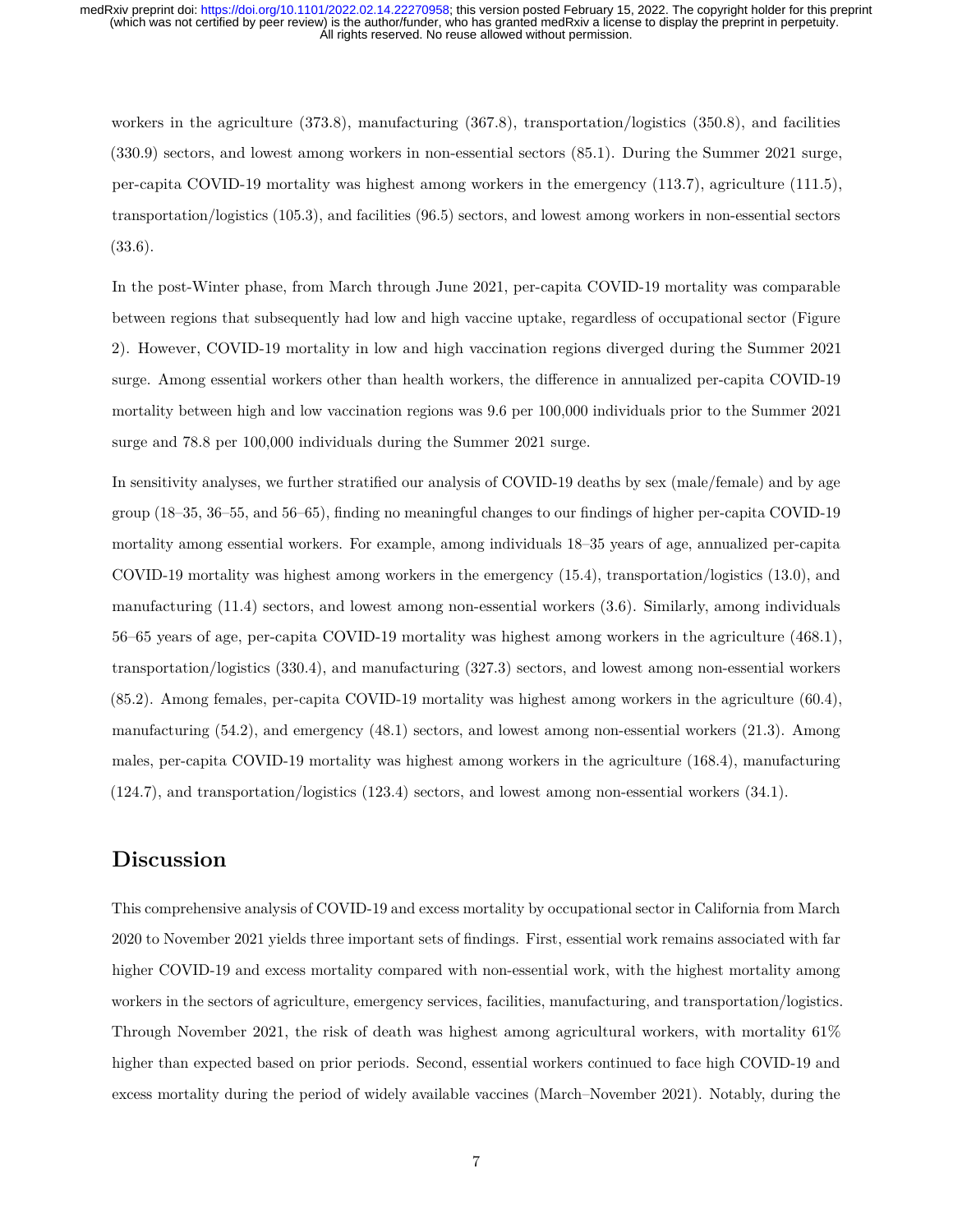workers in the agriculture (373.8), manufacturing (367.8), transportation/logistics (350.8), and facilities (330.9) sectors, and lowest among workers in non-essential sectors (85.1). During the Summer 2021 surge, per-capita COVID-19 mortality was highest among workers in the emergency (113.7), agriculture (111.5), transportation/logistics (105.3), and facilities (96.5) sectors, and lowest among workers in non-essential sectors (33.6).

In the post-Winter phase, from March through June 2021, per-capita COVID-19 mortality was comparable between regions that subsequently had low and high vaccine uptake, regardless of occupational sector (Figure 2). However, COVID-19 mortality in low and high vaccination regions diverged during the Summer 2021 surge. Among essential workers other than health workers, the difference in annualized per-capita COVID-19 mortality between high and low vaccination regions was 9.6 per 100,000 individuals prior to the Summer 2021 surge and 78.8 per 100,000 individuals during the Summer 2021 surge.

In sensitivity analyses, we further stratified our analysis of COVID-19 deaths by sex (male/female) and by age group (18–35, 36–55, and 56–65), finding no meaningful changes to our findings of higher per-capita COVID-19 mortality among essential workers. For example, among individuals 18–35 years of age, annualized per-capita COVID-19 mortality was highest among workers in the emergency (15.4), transportation/logistics (13.0), and manufacturing (11.4) sectors, and lowest among non-essential workers (3.6). Similarly, among individuals 56–65 years of age, per-capita COVID-19 mortality was highest among workers in the agriculture (468.1), transportation/logistics (330.4), and manufacturing (327.3) sectors, and lowest among non-essential workers (85.2). Among females, per-capita COVID-19 mortality was highest among workers in the agriculture (60.4), manufacturing (54.2), and emergency (48.1) sectors, and lowest among non-essential workers (21.3). Among males, per-capita COVID-19 mortality was highest among workers in the agriculture (168.4), manufacturing (124.7), and transportation/logistics (123.4) sectors, and lowest among non-essential workers (34.1).

## Discussion

This comprehensive analysis of COVID-19 and excess mortality by occupational sector in California from March 2020 to November 2021 yields three important sets of findings. First, essential work remains associated with far higher COVID-19 and excess mortality compared with non-essential work, with the highest mortality among workers in the sectors of agriculture, emergency services, facilities, manufacturing, and transportation/logistics. Through November 2021, the risk of death was highest among agricultural workers, with mortality 61% higher than expected based on prior periods. Second, essential workers continued to face high COVID-19 and excess mortality during the period of widely available vaccines (March–November 2021). Notably, during the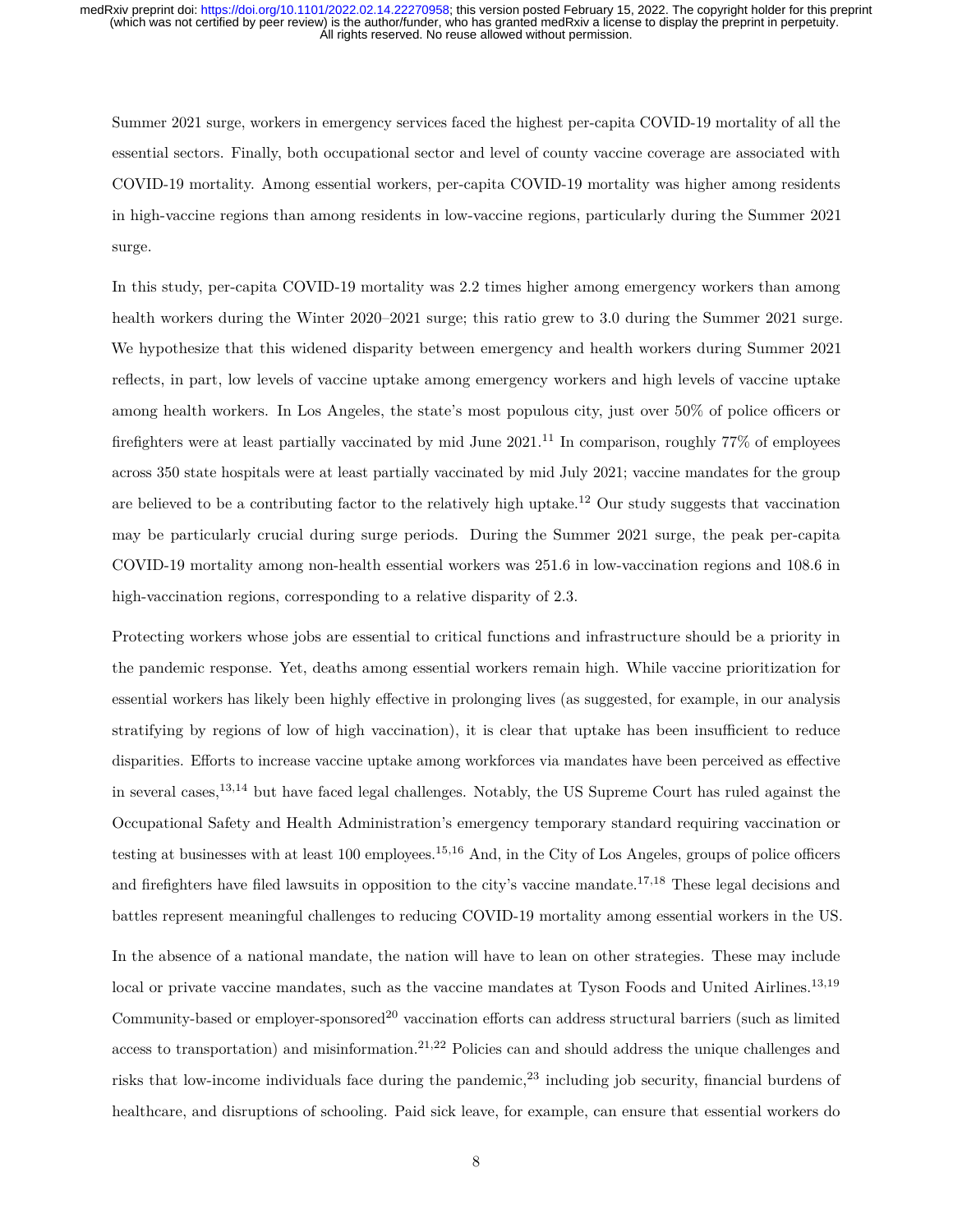Summer 2021 surge, workers in emergency services faced the highest per-capita COVID-19 mortality of all the essential sectors. Finally, both occupational sector and level of county vaccine coverage are associated with COVID-19 mortality. Among essential workers, per-capita COVID-19 mortality was higher among residents in high-vaccine regions than among residents in low-vaccine regions, particularly during the Summer 2021 surge.

In this study, per-capita COVID-19 mortality was 2.2 times higher among emergency workers than among health workers during the Winter 2020–2021 surge; this ratio grew to 3.0 during the Summer 2021 surge. We hypothesize that this widened disparity between emergency and health workers during Summer 2021 reflects, in part, low levels of vaccine uptake among emergency workers and high levels of vaccine uptake among health workers. In Los Angeles, the state's most populous city, just over 50% of police officers or firefighters were at least partially vaccinated by mid June 2021.[11] In comparison, roughly 77% of employees across 350 state hospitals were at least partially vaccinated by mid July 2021; vaccine mandates for the group are believed to be a contributing factor to the relatively high uptake.[12] Our study suggests that vaccination may be particularly crucial during surge periods. During the Summer 2021 surge, the peak per-capita COVID-19 mortality among non-health essential workers was 251.6 in low-vaccination regions and 108.6 in high-vaccination regions, corresponding to a relative disparity of 2.3.

Protecting workers whose jobs are essential to critical functions and infrastructure should be a priority in the pandemic response. Yet, deaths among essential workers remain high. While vaccine prioritization for essential workers has likely been highly effective in prolonging lives (as suggested, for example, in our analysis stratifying by regions of low of high vaccination), it is clear that uptake has been insufficient to reduce disparities. Efforts to increase vaccine uptake among workforces via mandates have been perceived as effective in several cases,[13,14] but have faced legal challenges. Notably, the US Supreme Court has ruled against the Occupational Safety and Health Administration's emergency temporary standard requiring vaccination or testing at businesses with at least 100 employees.[15,16] And, in the City of Los Angeles, groups of police officers and firefighters have filed lawsuits in opposition to the city's vaccine mandate.[17,18] These legal decisions and battles represent meaningful challenges to reducing COVID-19 mortality among essential workers in the US.

In the absence of a national mandate, the nation will have to lean on other strategies. These may include local or private vaccine mandates, such as the vaccine mandates at Tyson Foods and United Airlines.[13,19] Community-based or employer-sponsored[20] vaccination efforts can address structural barriers (such as limited access to transportation) and misinformation.[21,22] Policies can and should address the unique challenges and risks that low-income individuals face during the pandemic,[23] including job security, financial burdens of healthcare, and disruptions of schooling. Paid sick leave, for example, can ensure that essential workers do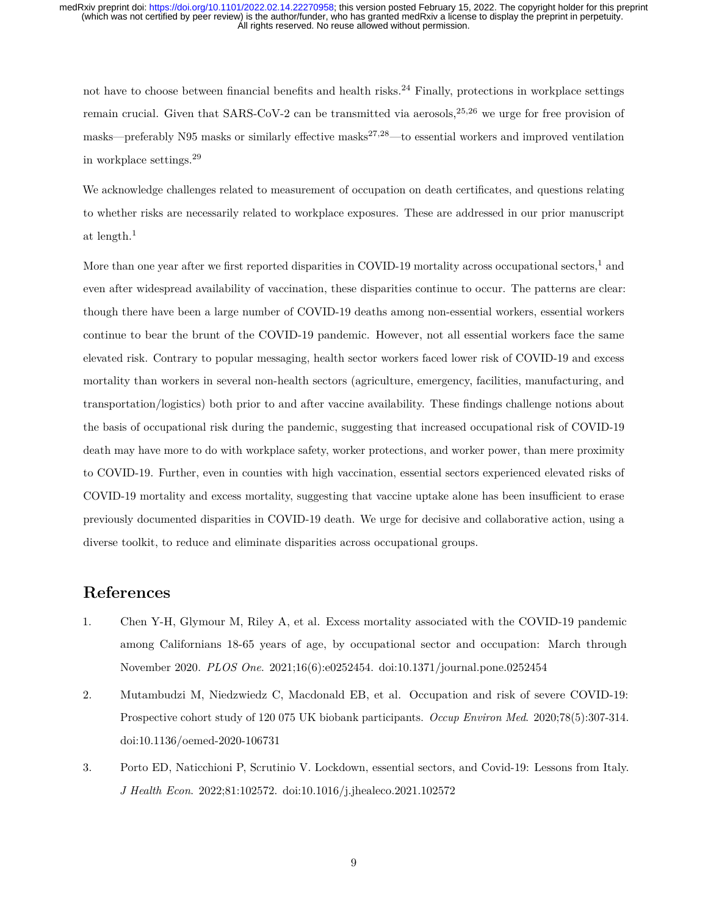not have to choose between financial benefits and health risks.[24] Finally, protections in workplace settings remain crucial. Given that SARS-CoV-2 can be transmitted via aerosols,[25,26] we urge for free provision of masks—preferably N95 masks or similarly effective masks[27,28]—to essential workers and improved ventilation in workplace settings.[29]

We acknowledge challenges related to measurement of occupation on death certificates, and questions relating to whether risks are necessarily related to workplace exposures. These are addressed in our prior manuscript at length.[1]

More than one year after we first reported disparities in COVID-19 mortality across occupational sectors,[1] and even after widespread availability of vaccination, these disparities continue to occur. The patterns are clear: though there have been a large number of COVID-19 deaths among non-essential workers, essential workers continue to bear the brunt of the COVID-19 pandemic. However, not all essential workers face the same elevated risk. Contrary to popular messaging, health sector workers faced lower risk of COVID-19 and excess mortality than workers in several non-health sectors (agriculture, emergency, facilities, manufacturing, and transportation/logistics) both prior to and after vaccine availability. These findings challenge notions about the basis of occupational risk during the pandemic, suggesting that increased occupational risk of COVID-19 death may have more to do with workplace safety, worker protections, and worker power, than mere proximity to COVID-19. Further, even in counties with high vaccination, essential sectors experienced elevated risks of COVID-19 mortality and excess mortality, suggesting that vaccine uptake alone has been insufficient to erase previously documented disparities in COVID-19 death. We urge for decisive and collaborative action, using a diverse toolkit, to reduce and eliminate disparities across occupational groups.

## References

1. Chen Y-H, Glymour M, Riley A, et al. Excess mortality associated with the COVID-19 pandemic among Californians 18-65 years of age, by occupational sector and occupation: March through November 2020. *PLOS One*. 2021;16(6):e0252454. doi:10.1371/journal.pone.0252454

2. Mutambudzi M, Niedzwiedz C, Macdonald EB, et al. Occupation and risk of severe COVID-19: Prospective cohort study of 120 075 UK biobank participants. *Occup Environ Med*. 2020;78(5):307-314. doi:10.1136/oemed-2020-106731

3. Porto ED, Naticchioni P, Scrutinio V. Lockdown, essential sectors, and Covid-19: Lessons from Italy. *J Health Econ*. 2022;81:102572. doi:10.1016/j.jhealeco.2021.102572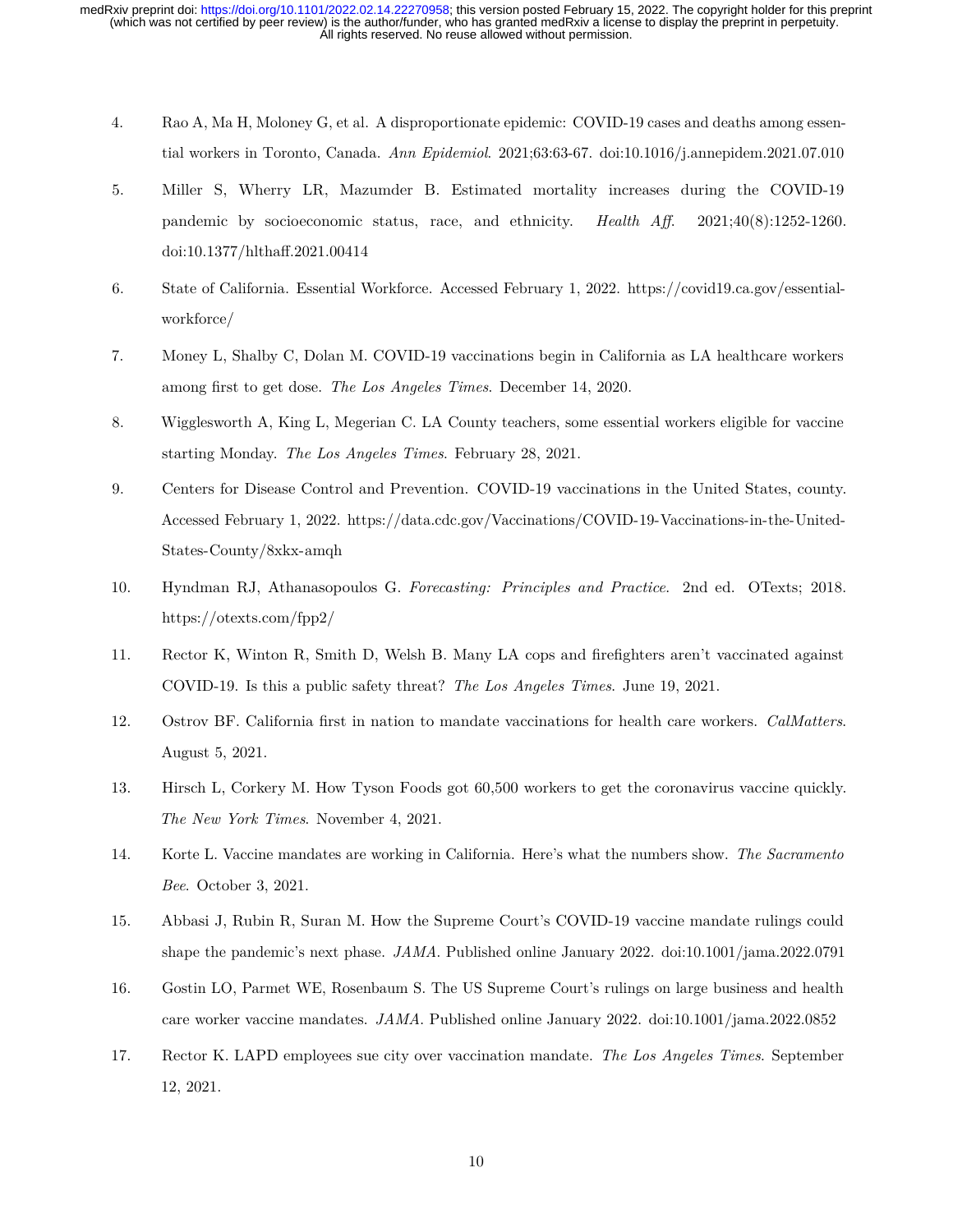4. Rao A, Ma H, Moloney G, et al. A disproportionate epidemic: COVID-19 cases and deaths among essential workers in Toronto, Canada. *Ann Epidemiol*. 2021;63:63-67. doi:10.1016/j.annepidem.2021.07.010

5. Miller S, Wherry LR, Mazumder B. Estimated mortality increases during the COVID-19 pandemic by socioeconomic status, race, and ethnicity. *Health Aff*. 2021;40(8):1252-1260. doi:10.1377/hlthaff.2021.00414

6. State of California. Essential Workforce. Accessed February 1, 2022. https://covid19.ca.gov/essential-workforce/

7. Money L, Shalby C, Dolan M. COVID-19 vaccinations begin in California as LA healthcare workers among first to get dose. *The Los Angeles Times*. December 14, 2020.

8. Wigglesworth A, King L, Megerian C. LA County teachers, some essential workers eligible for vaccine starting Monday. *The Los Angeles Times*. February 28, 2021.

9. Centers for Disease Control and Prevention. COVID-19 vaccinations in the United States, county. Accessed February 1, 2022. https://data.cdc.gov/Vaccinations/COVID-19-Vaccinations-in-the-United-States-County/8xkx-amqh

10. Hyndman RJ, Athanasopoulos G. *Forecasting: Principles and Practice.* 2nd ed. OTexts; 2018. https://otexts.com/fpp2/

11. Rector K, Winton R, Smith D, Welsh B. Many LA cops and firefighters aren't vaccinated against COVID-19. Is this a public safety threat? *The Los Angeles Times*. June 19, 2021.

12. Ostrov BF. California first in nation to mandate vaccinations for health care workers. *CalMatters*. August 5, 2021.

13. Hirsch L, Corkery M. How Tyson Foods got 60,500 workers to get the coronavirus vaccine quickly. *The New York Times*. November 4, 2021.

14. Korte L. Vaccine mandates are working in California. Here's what the numbers show. *The Sacramento Bee*. October 3, 2021.

15. Abbasi J, Rubin R, Suran M. How the Supreme Court's COVID-19 vaccine mandate rulings could shape the pandemic's next phase. *JAMA*. Published online January 2022. doi:10.1001/jama.2022.0791

16. Gostin LO, Parmet WE, Rosenbaum S. The US Supreme Court's rulings on large business and health care worker vaccine mandates. *JAMA*. Published online January 2022. doi:10.1001/jama.2022.0852

17. Rector K. LAPD employees sue city over vaccination mandate. *The Los Angeles Times*. September 12, 2021.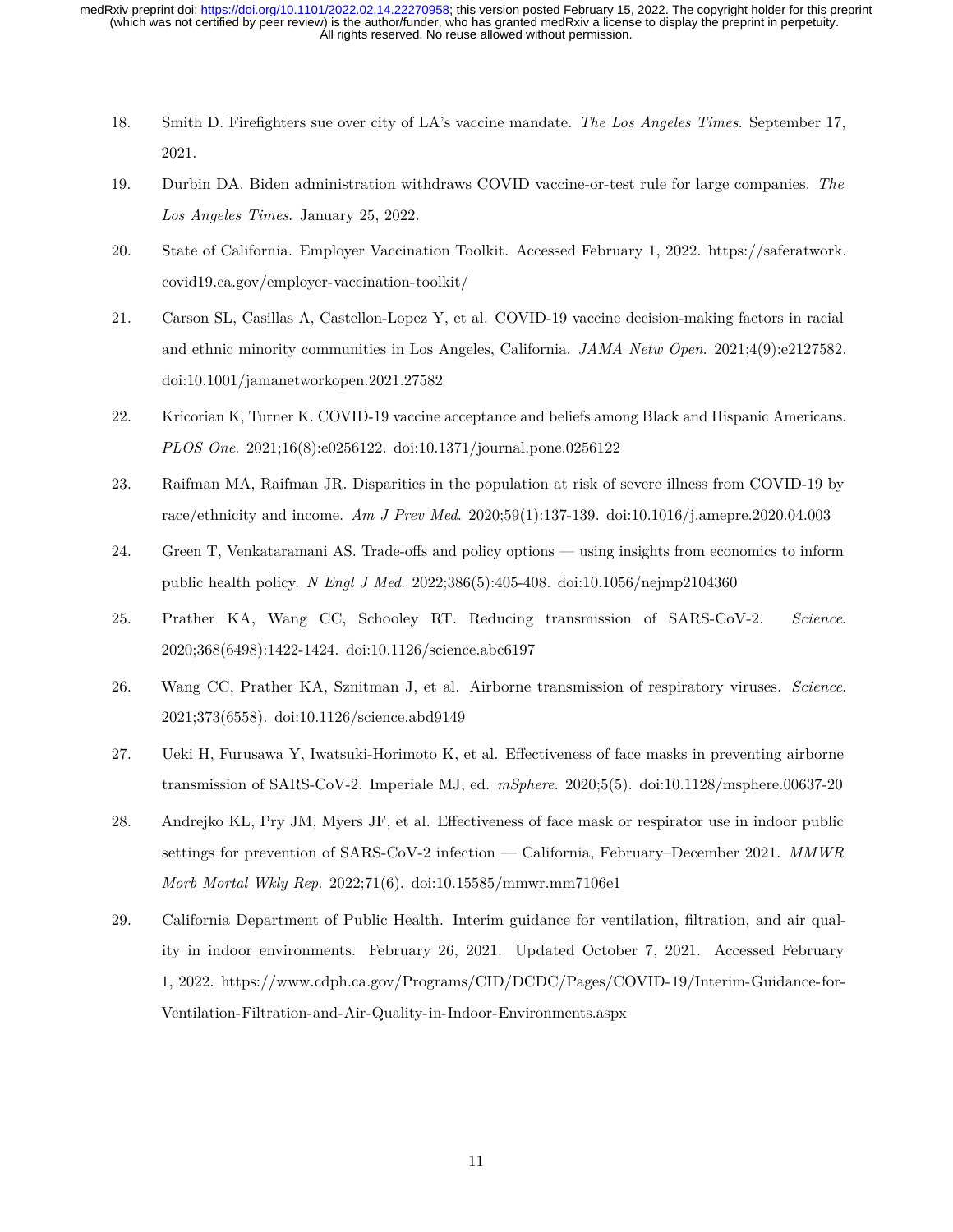18. Smith D. Firefighters sue over city of LA's vaccine mandate. *The Los Angeles Times*. September 17, 2021.

19. Durbin DA. Biden administration withdraws COVID vaccine-or-test rule for large companies. *The Los Angeles Times*. January 25, 2022.

20. State of California. Employer Vaccination Toolkit. Accessed February 1, 2022. https://saferatwork.covid19.ca.gov/employer-vaccination-toolkit/

21. Carson SL, Casillas A, Castellon-Lopez Y, et al. COVID-19 vaccine decision-making factors in racial and ethnic minority communities in Los Angeles, California. *JAMA Netw Open*. 2021;4(9):e2127582. doi:10.1001/jamanetworkopen.2021.27582

22. Kricorian K, Turner K. COVID-19 vaccine acceptance and beliefs among Black and Hispanic Americans. *PLOS One*. 2021;16(8):e0256122. doi:10.1371/journal.pone.0256122

23. Raifman MA, Raifman JR. Disparities in the population at risk of severe illness from COVID-19 by race/ethnicity and income. *Am J Prev Med*. 2020;59(1):137-139. doi:10.1016/j.amepre.2020.04.003

24. Green T, Venkataramani AS. Trade-offs and policy options — using insights from economics to inform public health policy. *N Engl J Med*. 2022;386(5):405-408. doi:10.1056/nejmp2104360

25. Prather KA, Wang CC, Schooley RT. Reducing transmission of SARS-CoV-2. *Science*. 2020;368(6498):1422-1424. doi:10.1126/science.abc6197

26. Wang CC, Prather KA, Sznitman J, et al. Airborne transmission of respiratory viruses. *Science*. 2021;373(6558). doi:10.1126/science.abd9149

27. Ueki H, Furusawa Y, Iwatsuki-Horimoto K, et al. Effectiveness of face masks in preventing airborne transmission of SARS-CoV-2. Imperiale MJ, ed. *mSphere*. 2020;5(5). doi:10.1128/msphere.00637-20

28. Andrejko KL, Pry JM, Myers JF, et al. Effectiveness of face mask or respirator use in indoor public settings for prevention of SARS-CoV-2 infection — California, February–December 2021. *MMWR Morb Mortal Wkly Rep*. 2022;71(6). doi:10.15585/mmwr.mm7106e1

29. California Department of Public Health. Interim guidance for ventilation, filtration, and air quality in indoor environments. February 26, 2021. Updated October 7, 2021. Accessed February 1, 2022. https://www.cdph.ca.gov/Programs/CID/DCDC/Pages/COVID-19/Interim-Guidance-for-Ventilation-Filtration-and-Air-Quality-in-Indoor-Environments.aspx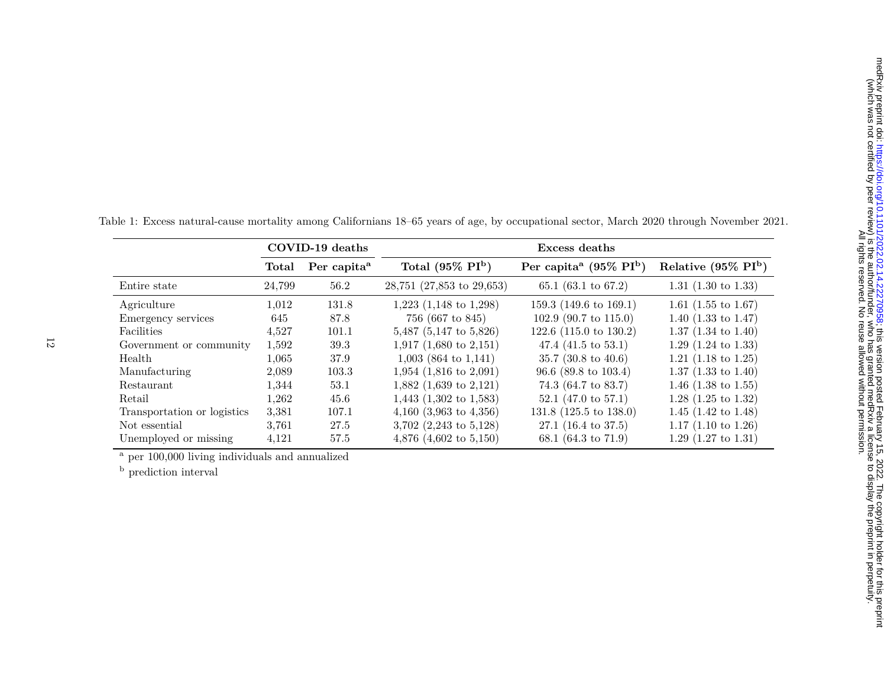Table 1: Excess natural-cause mortality among Californians 18–65 years of age, by occupational sector, March 2020 through November 2021.

| | COVID-19 deaths | | Excess deaths | | |
|---|---|---|---|---|---|
| | **Total** | **Per capita[a]** | **Total (95% PI[b])** | **Per capita[a] (95% PI[b])** | **Relative (95% PI[b])** |
| Entire state | 24,799 | 56.2 | 28,751 (27,853 to 29,653) | 65.1 (63.1 to 67.2) | 1.31 (1.30 to 1.33) |
| Agriculture | 1,012 | 131.8 | 1,223 (1,148 to 1,298) | 159.3 (149.6 to 169.1) | 1.61 (1.55 to 1.67) |
| Emergency services | 645 | 87.8 | 756 (667 to 845) | 102.9 (90.7 to 115.0) | 1.40 (1.33 to 1.47) |
| Facilities | 4,527 | 101.1 | 5,487 (5,147 to 5,826) | 122.6 (115.0 to 130.2) | 1.37 (1.34 to 1.40) |
| Government or community | 1,592 | 39.3 | 1,917 (1,680 to 2,151) | 47.4 (41.5 to 53.1) | 1.29 (1.24 to 1.33) |
| Health | 1,065 | 37.9 | 1,003 (864 to 1,141) | 35.7 (30.8 to 40.6) | 1.21 (1.18 to 1.25) |
| Manufacturing | 2,089 | 103.3 | 1,954 (1,816 to 2,091) | 96.6 (89.8 to 103.4) | 1.37 (1.33 to 1.40) |
| Restaurant | 1,344 | 53.1 | 1,882 (1,639 to 2,121) | 74.3 (64.7 to 83.7) | 1.46 (1.38 to 1.55) |
| Retail | 1,262 | 45.6 | 1,443 (1,302 to 1,583) | 52.1 (47.0 to 57.1) | 1.28 (1.25 to 1.32) |
| Transportation or logistics | 3,381 | 107.1 | 4,160 (3,963 to 4,356) | 131.8 (125.5 to 138.0) | 1.45 (1.42 to 1.48) |
| Not essential | 3,761 | 27.5 | 3,702 (2,243 to 5,128) | 27.1 (16.4 to 37.5) | 1.17 (1.10 to 1.26) |
| Unemployed or missing | 4,121 | 57.5 | 4,876 (4,602 to 5,150) | 68.1 (64.3 to 71.9) | 1.29 (1.27 to 1.31) |

[a] per 100,000 living individuals and annualized

[b] prediction interval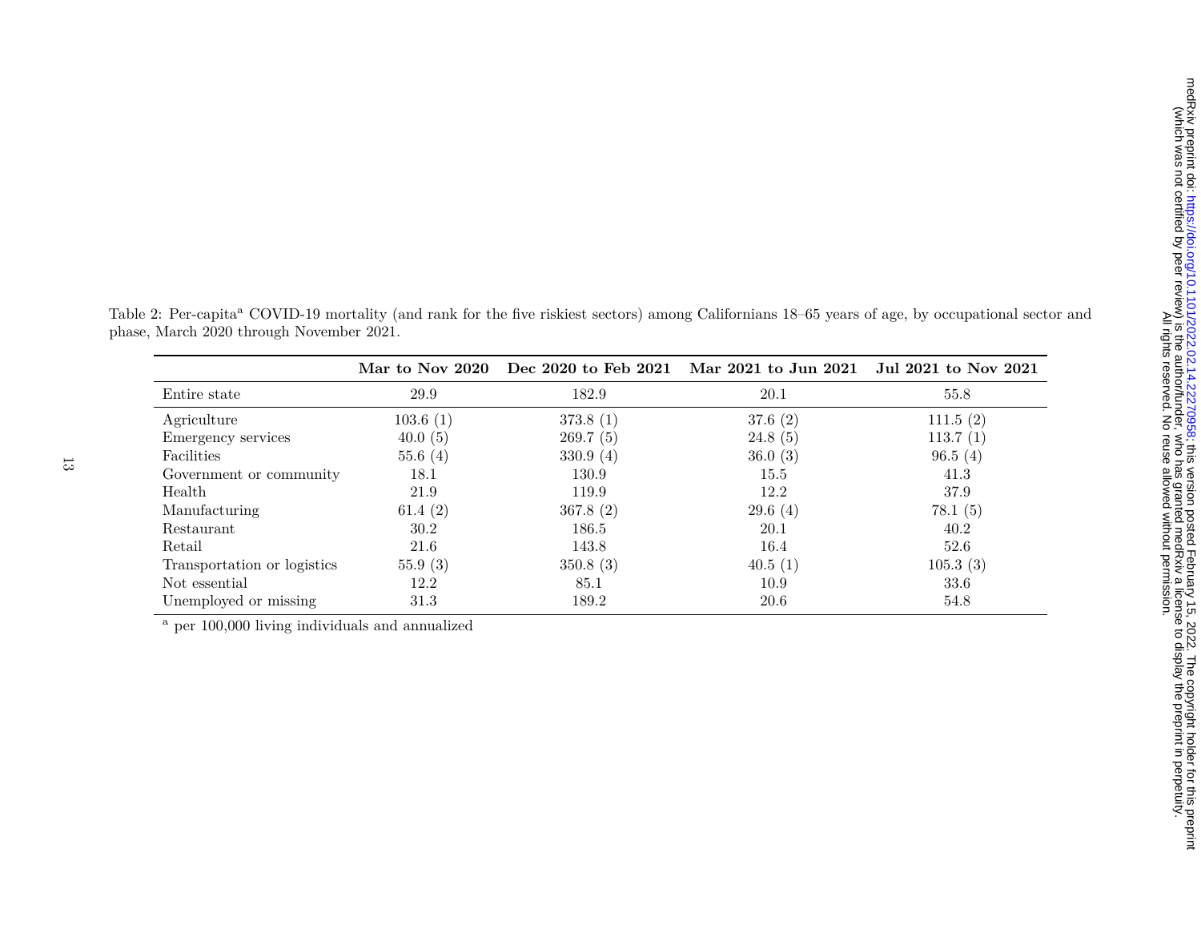Table 2: Per-capita[a] COVID-19 mortality (and rank for the five riskiest sectors) among Californians 18–65 years of age, by occupational sector and phase, March 2020 through November 2021.

| | **Mar to Nov 2020** | **Dec 2020 to Feb 2021** | **Mar 2021 to Jun 2021** | **Jul 2021 to Nov 2021** |
|---|---|---|---|---|
| Entire state | 29.9 | 182.9 | 20.1 | 55.8 |
| Agriculture | 103.6 (1) | 373.8 (1) | 37.6 (2) | 111.5 (2) |
| Emergency services | 40.0 (5) | 269.7 (5) | 24.8 (5) | 113.7 (1) |
| Facilities | 55.6 (4) | 330.9 (4) | 36.0 (3) | 96.5 (4) |
| Government or community | 18.1 | 130.9 | 15.5 | 41.3 |
| Health | 21.9 | 119.9 | 12.2 | 37.9 |
| Manufacturing | 61.4 (2) | 367.8 (2) | 29.6 (4) | 78.1 (5) |
| Restaurant | 30.2 | 186.5 | 20.1 | 40.2 |
| Retail | 21.6 | 143.8 | 16.4 | 52.6 |
| Transportation or logistics | 55.9 (3) | 350.8 (3) | 40.5 (1) | 105.3 (3) |
| Not essential | 12.2 | 85.1 | 10.9 | 33.6 |
| Unemployed or missing | 31.3 | 189.2 | 20.6 | 54.8 |

[a] per 100,000 living individuals and annualized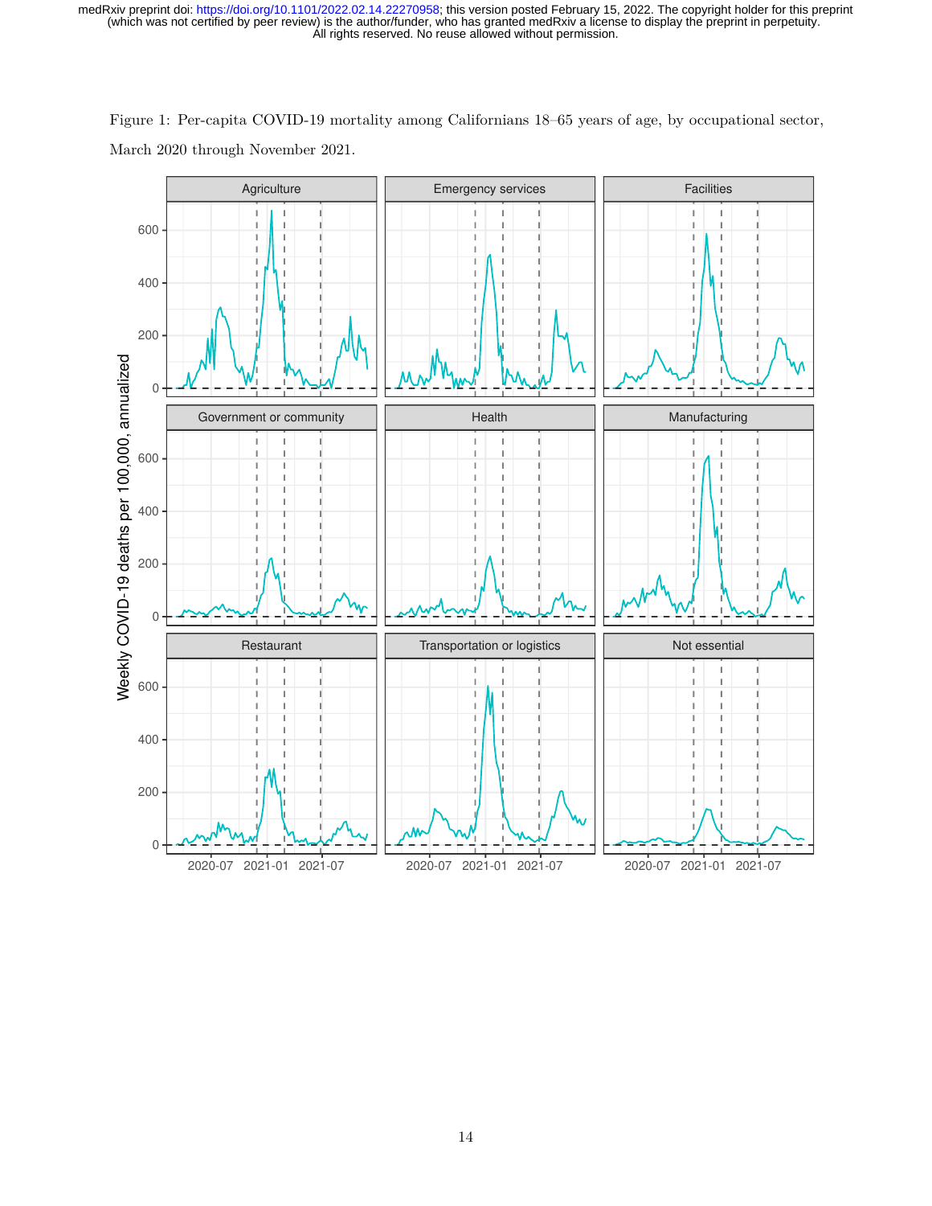Figure 1: Per-capita COVID-19 mortality among Californians 18–65 years of age, by occupational sector, March 2020 through November 2021.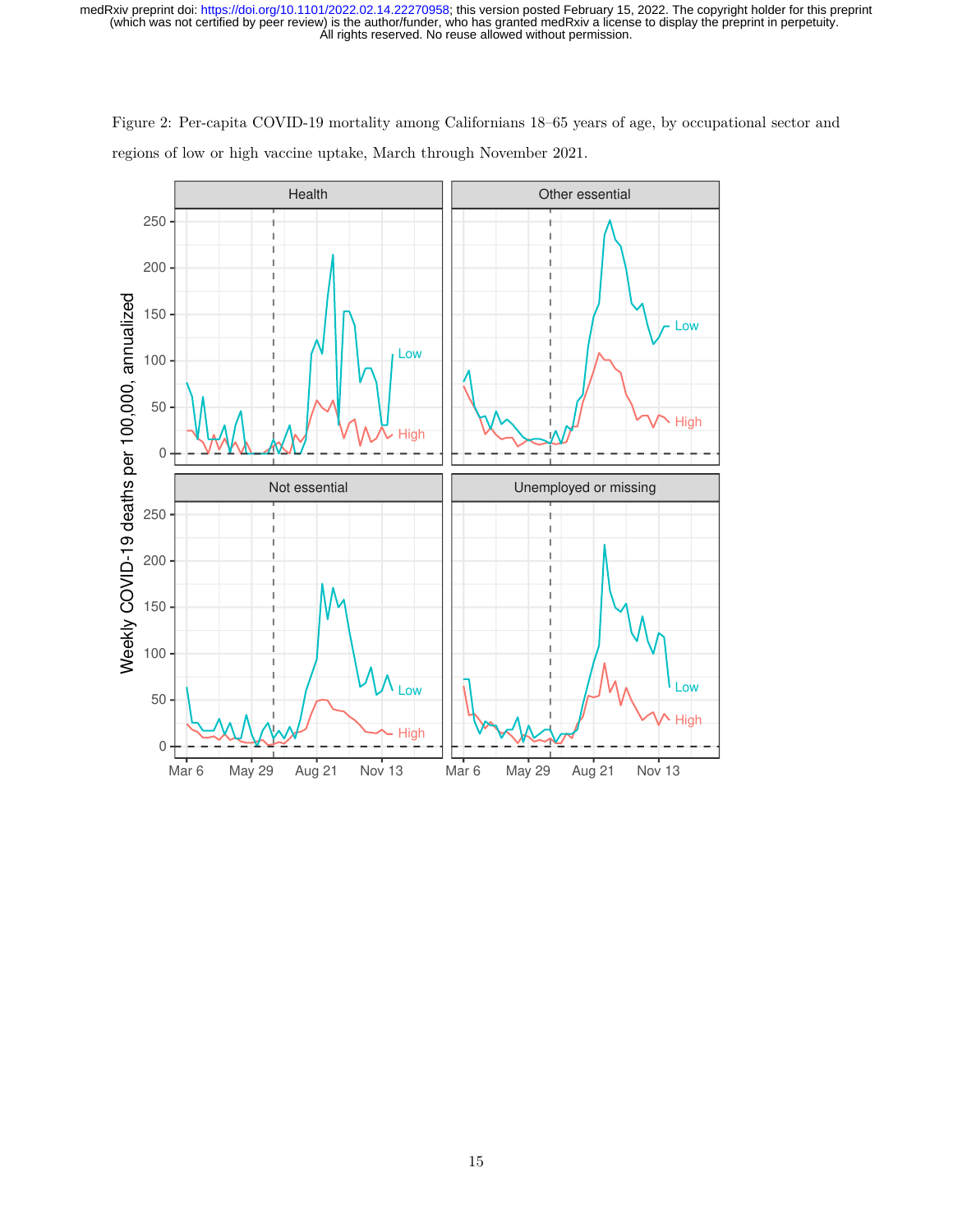Figure 2: Per-capita COVID-19 mortality among Californians 18–65 years of age, by occupational sector and regions of low or high vaccine uptake, March through November 2021.

Health

Other essential

Not essential

Unemployed or missing

Weekly COVID-19 deaths per 100,000, annualized

0
50
100
150
200
250

Low
High

Mar 6
May 29
Aug 21
Nov 13